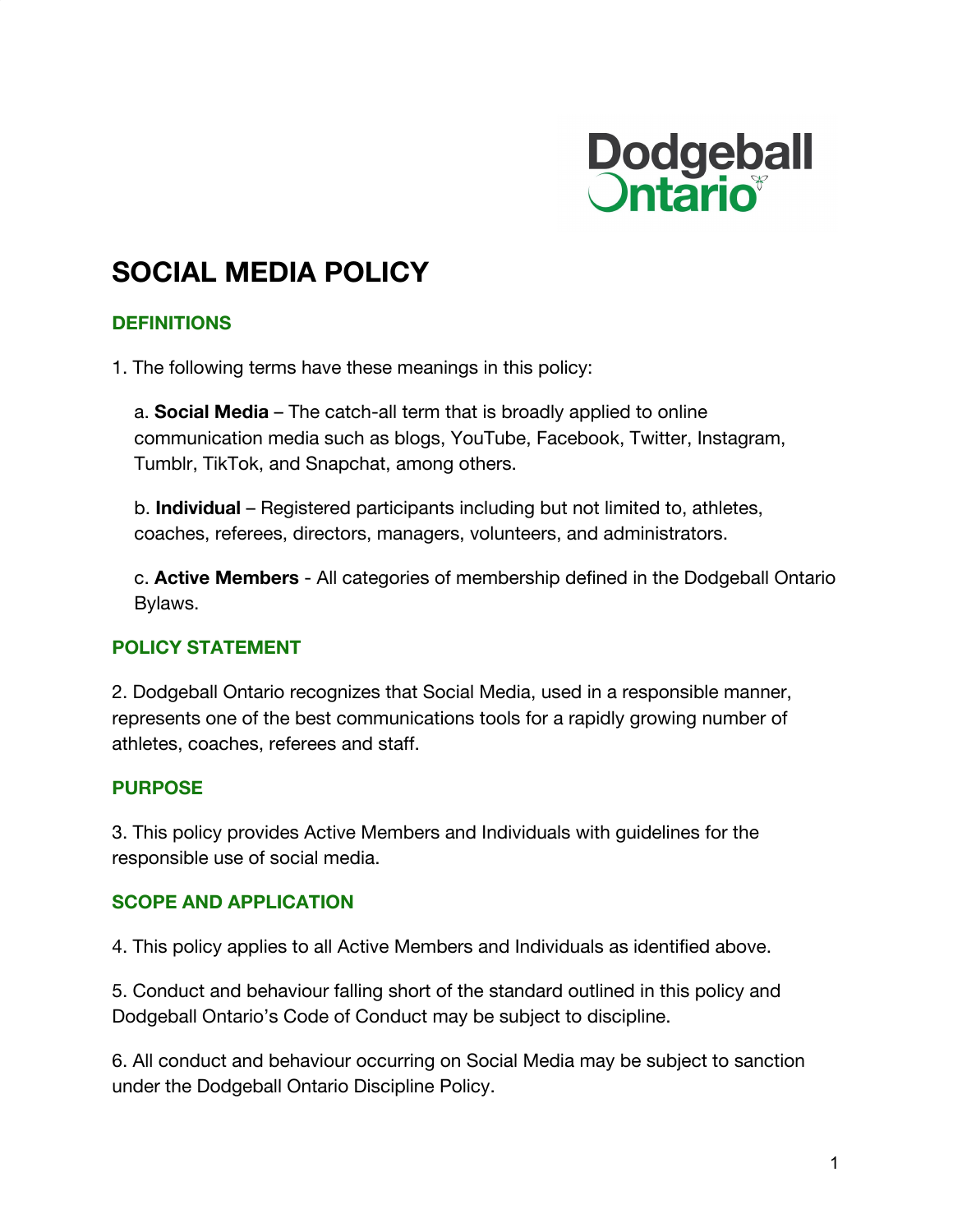# SOCIAL MEDIA POLICY

## DEFINITIONS

1. The following terms have these meanings in this policy:

   a. **Social Media** – The catch-all term that is broadly applied to online communication media such as blogs, YouTube, Facebook, Twitter, Instagram, Tumblr, TikTok, and Snapchat, among others.

   b. **Individual** – Registered participants including but not limited to, athletes, coaches, referees, directors, managers, volunteers, and administrators.

   c. **Active Members** - All categories of membership defined in the Dodgeball Ontario Bylaws.

## POLICY STATEMENT

2. Dodgeball Ontario recognizes that Social Media, used in a responsible manner, represents one of the best communications tools for a rapidly growing number of athletes, coaches, referees and staff.

## PURPOSE

3. This policy provides Active Members and Individuals with guidelines for the responsible use of social media.

## SCOPE AND APPLICATION

4. This policy applies to all Active Members and Individuals as identified above.

5. Conduct and behaviour falling short of the standard outlined in this policy and Dodgeball Ontario's Code of Conduct may be subject to discipline.

6. All conduct and behaviour occurring on Social Media may be subject to sanction under the Dodgeball Ontario Discipline Policy.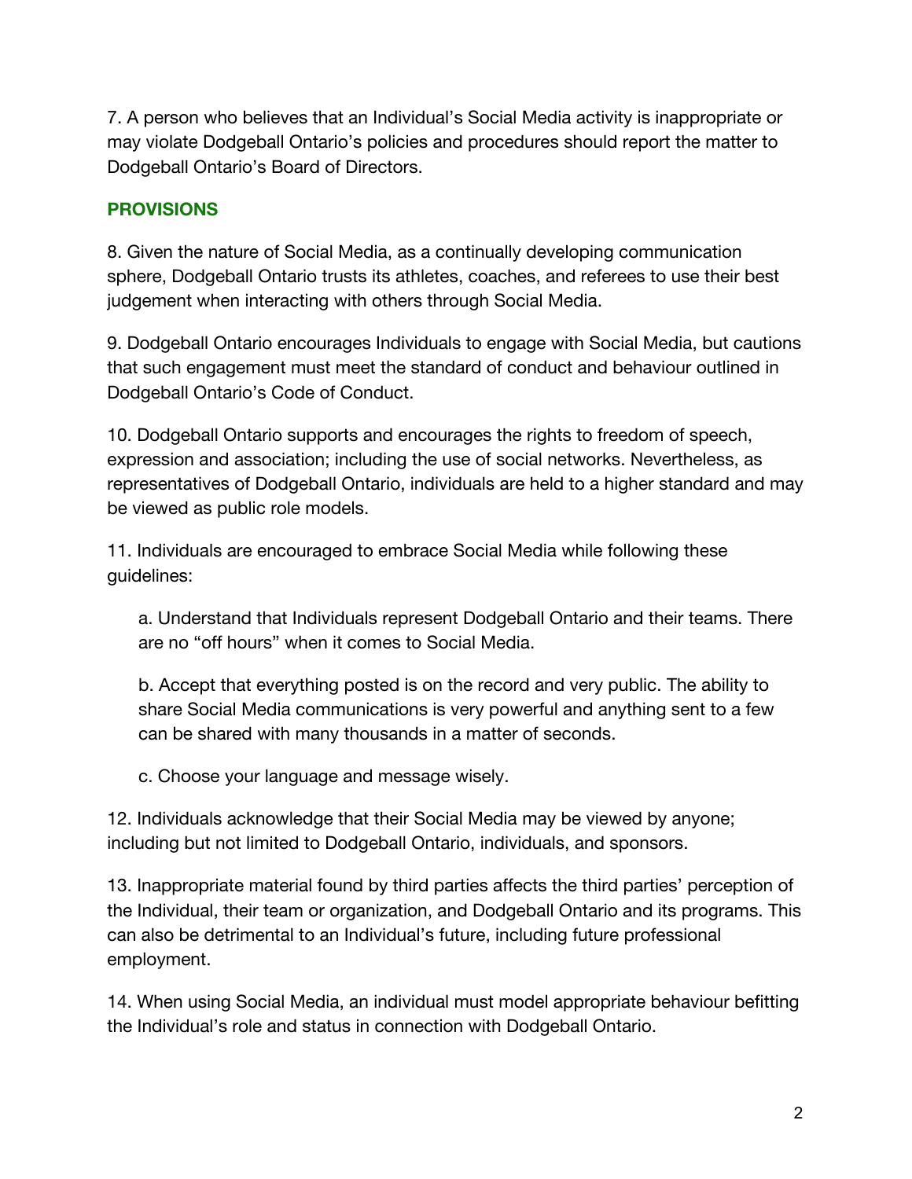7. A person who believes that an Individual's Social Media activity is inappropriate or may violate Dodgeball Ontario's policies and procedures should report the matter to Dodgeball Ontario's Board of Directors.

## PROVISIONS

8. Given the nature of Social Media, as a continually developing communication sphere, Dodgeball Ontario trusts its athletes, coaches, and referees to use their best judgement when interacting with others through Social Media.

9. Dodgeball Ontario encourages Individuals to engage with Social Media, but cautions that such engagement must meet the standard of conduct and behaviour outlined in Dodgeball Ontario's Code of Conduct.

10. Dodgeball Ontario supports and encourages the rights to freedom of speech, expression and association; including the use of social networks. Nevertheless, as representatives of Dodgeball Ontario, individuals are held to a higher standard and may be viewed as public role models.

11. Individuals are encouraged to embrace Social Media while following these guidelines:

   a. Understand that Individuals represent Dodgeball Ontario and their teams. There are no "off hours" when it comes to Social Media.

   b. Accept that everything posted is on the record and very public. The ability to share Social Media communications is very powerful and anything sent to a few can be shared with many thousands in a matter of seconds.

   c. Choose your language and message wisely.

12. Individuals acknowledge that their Social Media may be viewed by anyone; including but not limited to Dodgeball Ontario, individuals, and sponsors.

13. Inappropriate material found by third parties affects the third parties' perception of the Individual, their team or organization, and Dodgeball Ontario and its programs. This can also be detrimental to an Individual's future, including future professional employment.

14. When using Social Media, an individual must model appropriate behaviour befitting the Individual's role and status in connection with Dodgeball Ontario.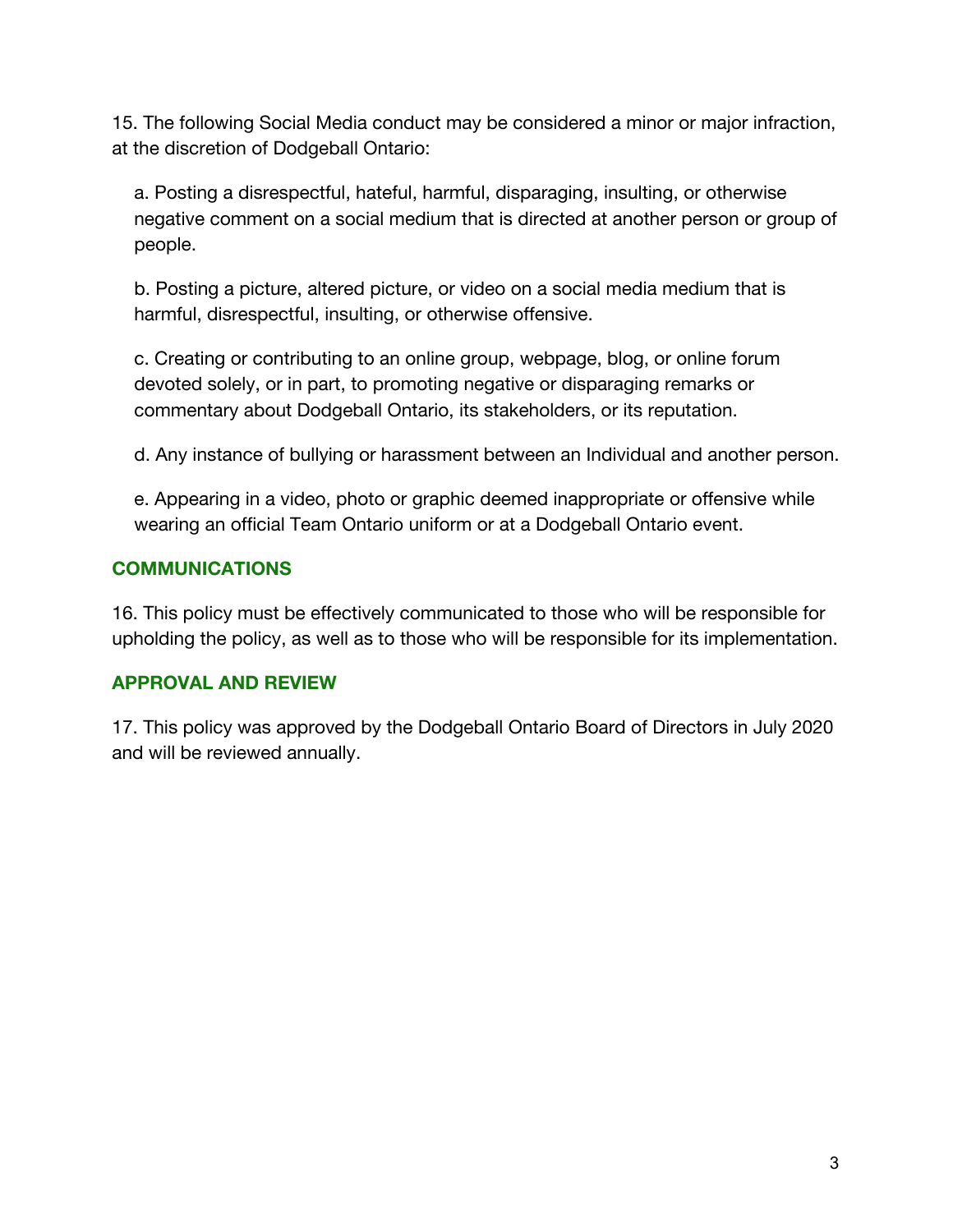15. The following Social Media conduct may be considered a minor or major infraction, at the discretion of Dodgeball Ontario:

a. Posting a disrespectful, hateful, harmful, disparaging, insulting, or otherwise negative comment on a social medium that is directed at another person or group of people.

b. Posting a picture, altered picture, or video on a social media medium that is harmful, disrespectful, insulting, or otherwise offensive.

c. Creating or contributing to an online group, webpage, blog, or online forum devoted solely, or in part, to promoting negative or disparaging remarks or commentary about Dodgeball Ontario, its stakeholders, or its reputation.

d. Any instance of bullying or harassment between an Individual and another person.

e. Appearing in a video, photo or graphic deemed inappropriate or offensive while wearing an official Team Ontario uniform or at a Dodgeball Ontario event.

## COMMUNICATIONS

16. This policy must be effectively communicated to those who will be responsible for upholding the policy, as well as to those who will be responsible for its implementation.

## APPROVAL AND REVIEW

17. This policy was approved by the Dodgeball Ontario Board of Directors in July 2020 and will be reviewed annually.